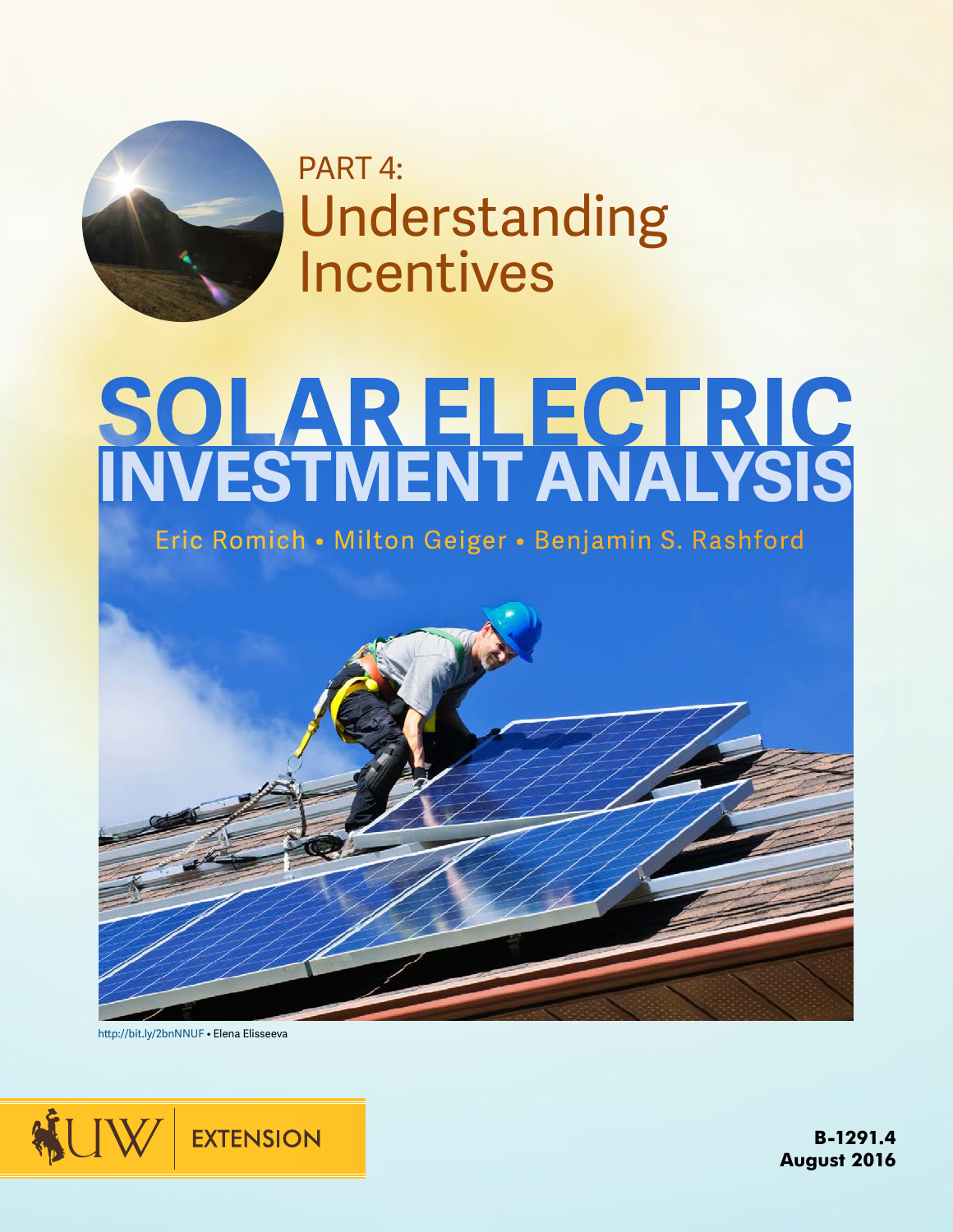# PART 4: Understanding Incentives

# SOLAR ELECTRIC INVESTMENT ANALYSIS

Eric Romich • Milton Geiger • Benjamin S. Rashford

http://bit.ly/2bnNNUF • Elena Elisseeva

UW EXTENSION

**B-1291.4**
**August 2016**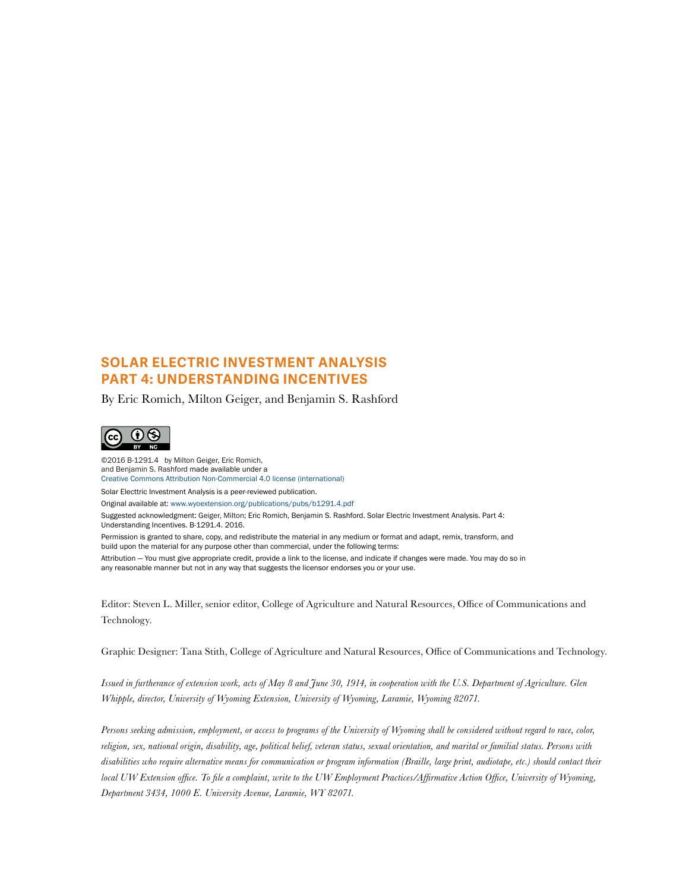# SOLAR ELECTRIC INVESTMENT ANALYSIS
# PART 4: UNDERSTANDING INCENTIVES

By Eric Romich, Milton Geiger, and Benjamin S. Rashford

©2016 B-1291.4 by Milton Geiger, Eric Romich, and Benjamin S. Rashford made available under a Creative Commons Attribution Non-Commercial 4.0 license (international)

Solar Electtric Investment Analysis is a peer-reviewed publication.

Original available at: www.wyoextension.org/publications/pubs/b1291.4.pdf

Suggested acknowledgment: Geiger, Milton; Eric Romich, Benjamin S. Rashford. Solar Electric Investment Analysis. Part 4: Understanding Incentives. B-1291.4. 2016.

Permission is granted to share, copy, and redistribute the material in any medium or format and adapt, remix, transform, and build upon the material for any purpose other than commercial, under the following terms:

Attribution — You must give appropriate credit, provide a link to the license, and indicate if changes were made. You may do so in any reasonable manner but not in any way that suggests the licensor endorses you or your use.

Editor: Steven L. Miller, senior editor, College of Agriculture and Natural Resources, Office of Communications and Technology.

Graphic Designer: Tana Stith, College of Agriculture and Natural Resources, Office of Communications and Technology.

*Issued in furtherance of extension work, acts of May 8 and June 30, 1914, in cooperation with the U.S. Department of Agriculture. Glen Whipple, director, University of Wyoming Extension, University of Wyoming, Laramie, Wyoming 82071.*

*Persons seeking admission, employment, or access to programs of the University of Wyoming shall be considered without regard to race, color, religion, sex, national origin, disability, age, political belief, veteran status, sexual orientation, and marital or familial status. Persons with disabilities who require alternative means for communication or program information (Braille, large print, audiotape, etc.) should contact their local UW Extension office. To file a complaint, write to the UW Employment Practices/Affirmative Action Office, University of Wyoming, Department 3434, 1000 E. University Avenue, Laramie, WY 82071.*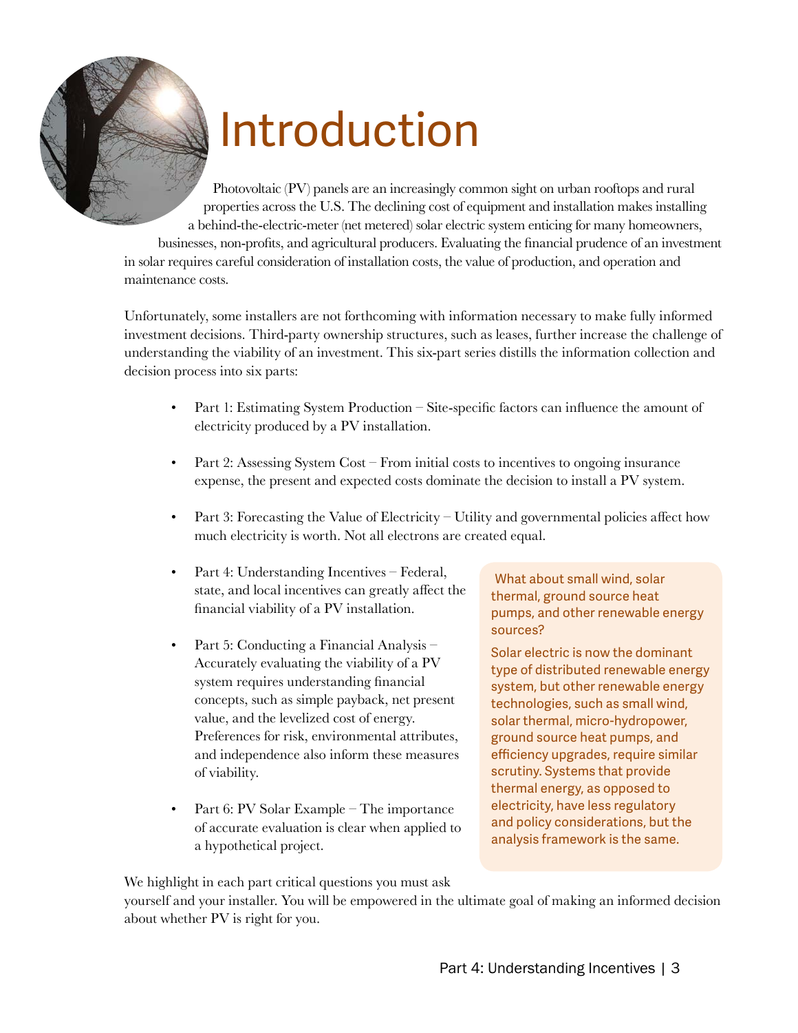# Introduction

Photovoltaic (PV) panels are an increasingly common sight on urban rooftops and rural properties across the U.S. The declining cost of equipment and installation makes installing a behind-the-electric-meter (net metered) solar electric system enticing for many homeowners, businesses, non-profits, and agricultural producers. Evaluating the financial prudence of an investment in solar requires careful consideration of installation costs, the value of production, and operation and maintenance costs.

Unfortunately, some installers are not forthcoming with information necessary to make fully informed investment decisions. Third-party ownership structures, such as leases, further increase the challenge of understanding the viability of an investment. This six-part series distills the information collection and decision process into six parts:

- Part 1: Estimating System Production – Site-specific factors can influence the amount of electricity produced by a PV installation.
- Part 2: Assessing System Cost – From initial costs to incentives to ongoing insurance expense, the present and expected costs dominate the decision to install a PV system.
- Part 3: Forecasting the Value of Electricity – Utility and governmental policies affect how much electricity is worth. Not all electrons are created equal.
- Part 4: Understanding Incentives – Federal, state, and local incentives can greatly affect the financial viability of a PV installation.
- Part 5: Conducting a Financial Analysis – Accurately evaluating the viability of a PV system requires understanding financial concepts, such as simple payback, net present value, and the levelized cost of energy. Preferences for risk, environmental attributes, and independence also inform these measures of viability.
- Part 6: PV Solar Example – The importance of accurate evaluation is clear when applied to a hypothetical project.

We highlight in each part critical questions you must ask yourself and your installer. You will be empowered in the ultimate goal of making an informed decision about whether PV is right for you.

> **What about small wind, solar thermal, ground source heat pumps, and other renewable energy sources?**
>
> Solar electric is now the dominant type of distributed renewable energy system, but other renewable energy technologies, such as small wind, solar thermal, micro-hydropower, ground source heat pumps, and efficiency upgrades, require similar scrutiny. Systems that provide thermal energy, as opposed to electricity, have less regulatory and policy considerations, but the analysis framework is the same.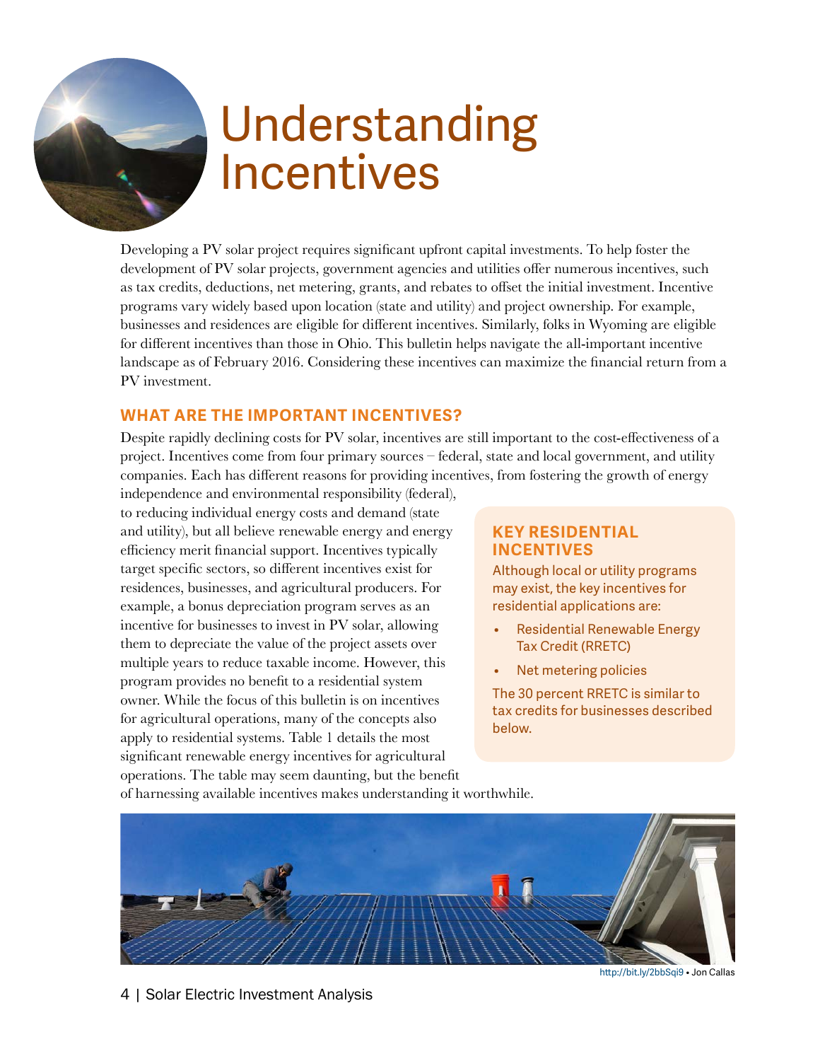# Understanding Incentives

Developing a PV solar project requires significant upfront capital investments. To help foster the development of PV solar projects, government agencies and utilities offer numerous incentives, such as tax credits, deductions, net metering, grants, and rebates to offset the initial investment. Incentive programs vary widely based upon location (state and utility) and project ownership. For example, businesses and residences are eligible for different incentives. Similarly, folks in Wyoming are eligible for different incentives than those in Ohio. This bulletin helps navigate the all-important incentive landscape as of February 2016. Considering these incentives can maximize the financial return from a PV investment.

## WHAT ARE THE IMPORTANT INCENTIVES?

Despite rapidly declining costs for PV solar, incentives are still important to the cost-effectiveness of a project. Incentives come from four primary sources – federal, state and local government, and utility companies. Each has different reasons for providing incentives, from fostering the growth of energy independence and environmental responsibility (federal), to reducing individual energy costs and demand (state and utility), but all believe renewable energy and energy efficiency merit financial support. Incentives typically target specific sectors, so different incentives exist for residences, businesses, and agricultural producers. For example, a bonus depreciation program serves as an incentive for businesses to invest in PV solar, allowing them to depreciate the value of the project assets over multiple years to reduce taxable income. However, this program provides no benefit to a residential system owner. While the focus of this bulletin is on incentives for agricultural operations, many of the concepts also apply to residential systems. Table 1 details the most significant renewable energy incentives for agricultural operations. The table may seem daunting, but the benefit of harnessing available incentives makes understanding it worthwhile.

### KEY RESIDENTIAL INCENTIVES

Although local or utility programs may exist, the key incentives for residential applications are:

- Residential Renewable Energy Tax Credit (RRETC)
- Net metering policies

The 30 percent RRETC is similar to tax credits for businesses described below.

http://bit.ly/2bbSqi9 • Jon Callas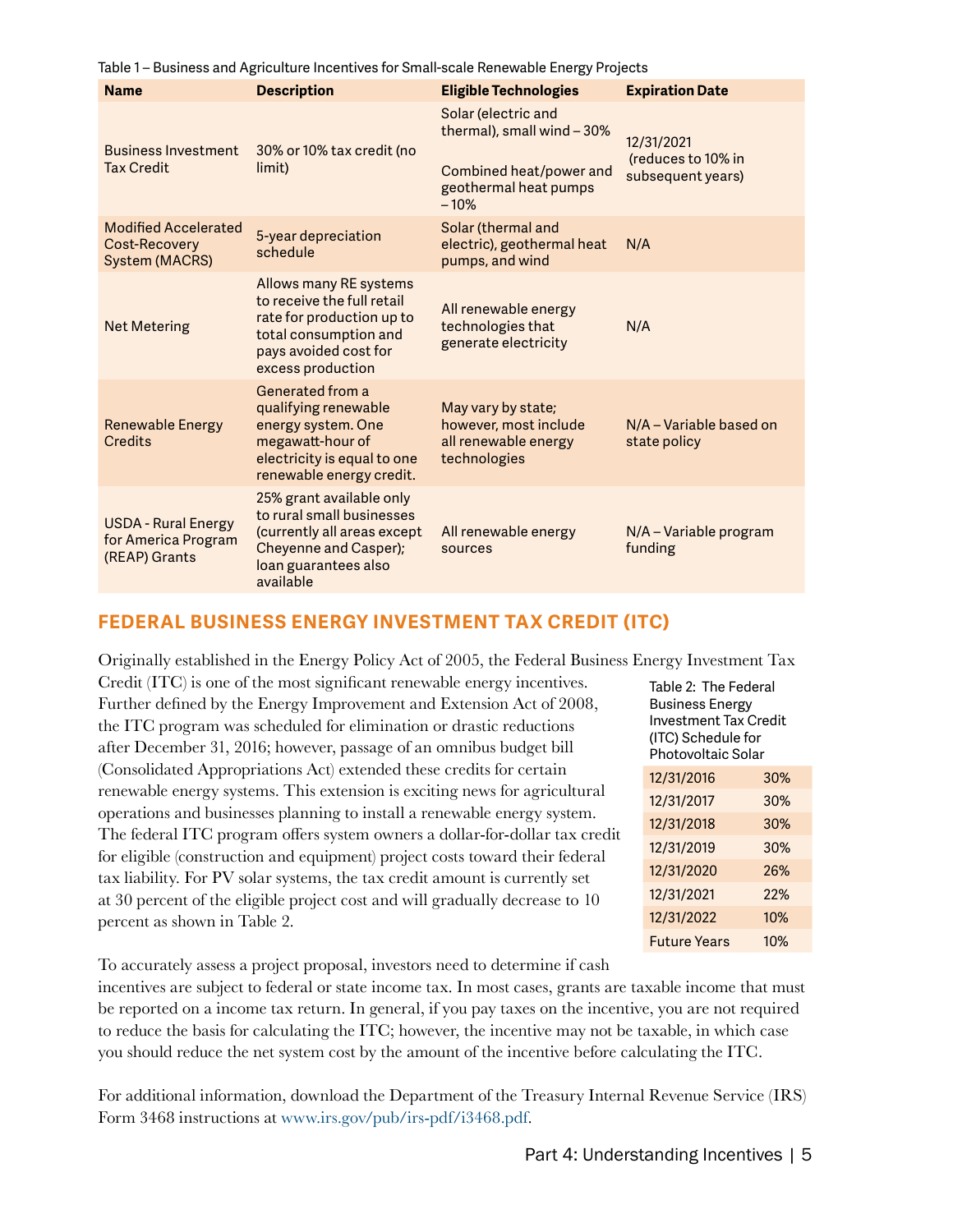Table 1 – Business and Agriculture Incentives for Small-scale Renewable Energy Projects

| Name | Description | Eligible Technologies | Expiration Date |
|---|---|---|---|
| Business Investment Tax Credit | 30% or 10% tax credit (no limit) | Solar (electric and thermal), small wind – 30%<br><br>Combined heat/power and geothermal heat pumps – 10% | 12/31/2021 (reduces to 10% in subsequent years) |
| Modified Accelerated Cost-Recovery System (MACRS) | 5-year depreciation schedule | Solar (thermal and electric), geothermal heat pumps, and wind | N/A |
| Net Metering | Allows many RE systems to receive the full retail rate for production up to total consumption and pays avoided cost for excess production | All renewable energy technologies that generate electricity | N/A |
| Renewable Energy Credits | Generated from a qualifying renewable energy system. One megawatt-hour of electricity is equal to one renewable energy credit. | May vary by state; however, most include all renewable energy technologies | N/A – Variable based on state policy |
| USDA - Rural Energy for America Program (REAP) Grants | 25% grant available only to rural small businesses (currently all areas except Cheyenne and Casper); loan guarantees also available | All renewable energy sources | N/A – Variable program funding |

## FEDERAL BUSINESS ENERGY INVESTMENT TAX CREDIT (ITC)

Originally established in the Energy Policy Act of 2005, the Federal Business Energy Investment Tax Credit (ITC) is one of the most significant renewable energy incentives. Further defined by the Energy Improvement and Extension Act of 2008, the ITC program was scheduled for elimination or drastic reductions after December 31, 2016; however, passage of an omnibus budget bill (Consolidated Appropriations Act) extended these credits for certain renewable energy systems. This extension is exciting news for agricultural operations and businesses planning to install a renewable energy system. The federal ITC program offers system owners a dollar-for-dollar tax credit for eligible (construction and equipment) project costs toward their federal tax liability. For PV solar systems, the tax credit amount is currently set at 30 percent of the eligible project cost and will gradually decrease to 10 percent as shown in Table 2.

Table 2: The Federal Business Energy Investment Tax Credit (ITC) Schedule for Photovoltaic Solar

| Date | Credit |
|---|---|
| 12/31/2016 | 30% |
| 12/31/2017 | 30% |
| 12/31/2018 | 30% |
| 12/31/2019 | 30% |
| 12/31/2020 | 26% |
| 12/31/2021 | 22% |
| 12/31/2022 | 10% |
| Future Years | 10% |

To accurately assess a project proposal, investors need to determine if cash incentives are subject to federal or state income tax. In most cases, grants are taxable income that must be reported on a income tax return. In general, if you pay taxes on the incentive, you are not required to reduce the basis for calculating the ITC; however, the incentive may not be taxable, in which case you should reduce the net system cost by the amount of the incentive before calculating the ITC.

For additional information, download the Department of the Treasury Internal Revenue Service (IRS) Form 3468 instructions at www.irs.gov/pub/irs-pdf/i3468.pdf.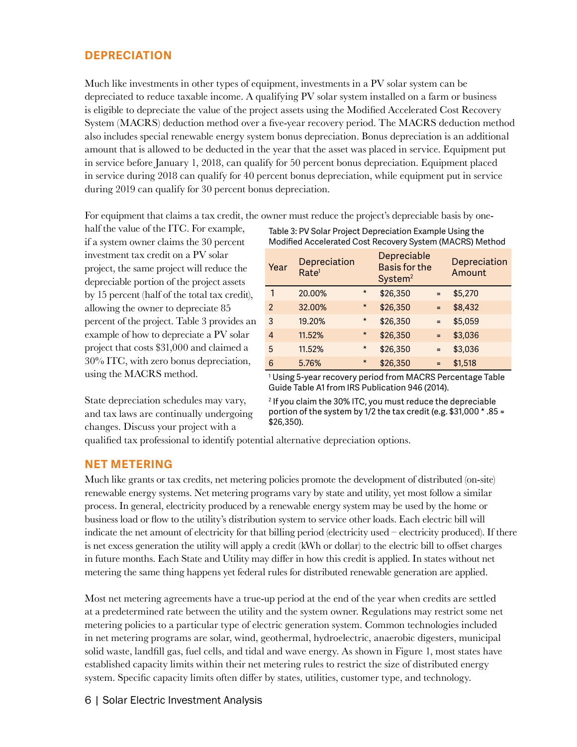## DEPRECIATION

Much like investments in other types of equipment, investments in a PV solar system can be depreciated to reduce taxable income. A qualifying PV solar system installed on a farm or business is eligible to depreciate the value of the project assets using the Modified Accelerated Cost Recovery System (MACRS) deduction method over a five-year recovery period. The MACRS deduction method also includes special renewable energy system bonus depreciation. Bonus depreciation is an additional amount that is allowed to be deducted in the year that the asset was placed in service. Equipment put in service before January 1, 2018, can qualify for 50 percent bonus depreciation. Equipment placed in service during 2018 can qualify for 40 percent bonus depreciation, while equipment put in service during 2019 can qualify for 30 percent bonus depreciation.

For equipment that claims a tax credit, the owner must reduce the project's depreciable basis by one-half the value of the ITC. For example, if a system owner claims the 30 percent investment tax credit on a PV solar project, the same project will reduce the depreciable portion of the project assets by 15 percent (half of the total tax credit), allowing the owner to depreciate 85 percent of the project. Table 3 provides an example of how to depreciate a PV solar project that costs $31,000 and claimed a 30% ITC, with zero bonus depreciation, using the MACRS method.

Table 3: PV Solar Project Depreciation Example Using the Modified Accelerated Cost Recovery System (MACRS) Method

| Year | Depreciation Rate[1] | | Depreciable Basis for the System[2] | | Depreciation Amount |
|---|---|---|---|---|---|
| 1 | 20.00% | * | $26,350 | = | $5,270 |
| 2 | 32.00% | * | $26,350 | = | $8,432 |
| 3 | 19.20% | * | $26,350 | = | $5,059 |
| 4 | 11.52% | * | $26,350 | = | $3,036 |
| 5 | 11.52% | * | $26,350 | = | $3,036 |
| 6 | 5.76% | * | $26,350 | = | $1,518 |

[1] Using 5-year recovery period from MACRS Percentage Table Guide Table A1 from IRS Publication 946 (2014).

[2] If you claim the 30% ITC, you must reduce the depreciable portion of the system by 1/2 the tax credit (e.g. $31,000 * .85 = $26,350).

State depreciation schedules may vary, and tax laws are continually undergoing changes. Discuss your project with a qualified tax professional to identify potential alternative depreciation options.

## NET METERING

Much like grants or tax credits, net metering policies promote the development of distributed (on-site) renewable energy systems. Net metering programs vary by state and utility, yet most follow a similar process. In general, electricity produced by a renewable energy system may be used by the home or business load or flow to the utility's distribution system to service other loads. Each electric bill will indicate the net amount of electricity for that billing period (electricity used – electricity produced). If there is net excess generation the utility will apply a credit (kWh or dollar) to the electric bill to offset charges in future months. Each State and Utility may differ in how this credit is applied. In states without net metering the same thing happens yet federal rules for distributed renewable generation are applied.

Most net metering agreements have a true-up period at the end of the year when credits are settled at a predetermined rate between the utility and the system owner. Regulations may restrict some net metering policies to a particular type of electric generation system. Common technologies included in net metering programs are solar, wind, geothermal, hydroelectric, anaerobic digesters, municipal solid waste, landfill gas, fuel cells, and tidal and wave energy. As shown in Figure 1, most states have established capacity limits within their net metering rules to restrict the size of distributed energy system. Specific capacity limits often differ by states, utilities, customer type, and technology.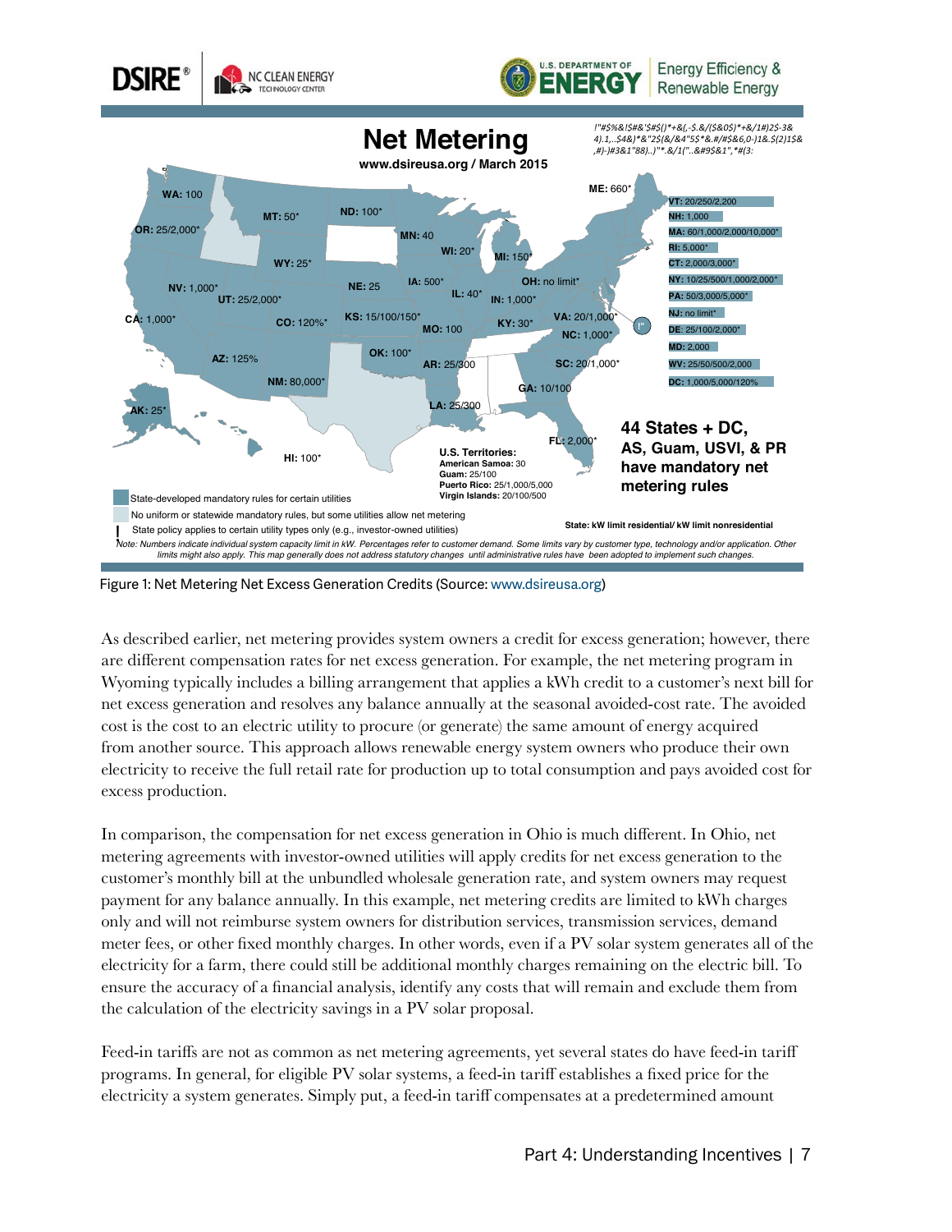Figure 1: Net Metering Net Excess Generation Credits (Source: www.dsireusa.org)

As described earlier, net metering provides system owners a credit for excess generation; however, there are different compensation rates for net excess generation. For example, the net metering program in Wyoming typically includes a billing arrangement that applies a kWh credit to a customer's next bill for net excess generation and resolves any balance annually at the seasonal avoided-cost rate. The avoided cost is the cost to an electric utility to procure (or generate) the same amount of energy acquired from another source. This approach allows renewable energy system owners who produce their own electricity to receive the full retail rate for production up to total consumption and pays avoided cost for excess production.

In comparison, the compensation for net excess generation in Ohio is much different. In Ohio, net metering agreements with investor-owned utilities will apply credits for net excess generation to the customer's monthly bill at the unbundled wholesale generation rate, and system owners may request payment for any balance annually. In this example, net metering credits are limited to kWh charges only and will not reimburse system owners for distribution services, transmission services, demand meter fees, or other fixed monthly charges. In other words, even if a PV solar system generates all of the electricity for a farm, there could still be additional monthly charges remaining on the electric bill. To ensure the accuracy of a financial analysis, identify any costs that will remain and exclude them from the calculation of the electricity savings in a PV solar proposal.

Feed-in tariffs are not as common as net metering agreements, yet several states do have feed-in tariff programs. In general, for eligible PV solar systems, a feed-in tariff establishes a fixed price for the electricity a system generates. Simply put, a feed-in tariff compensates at a predetermined amount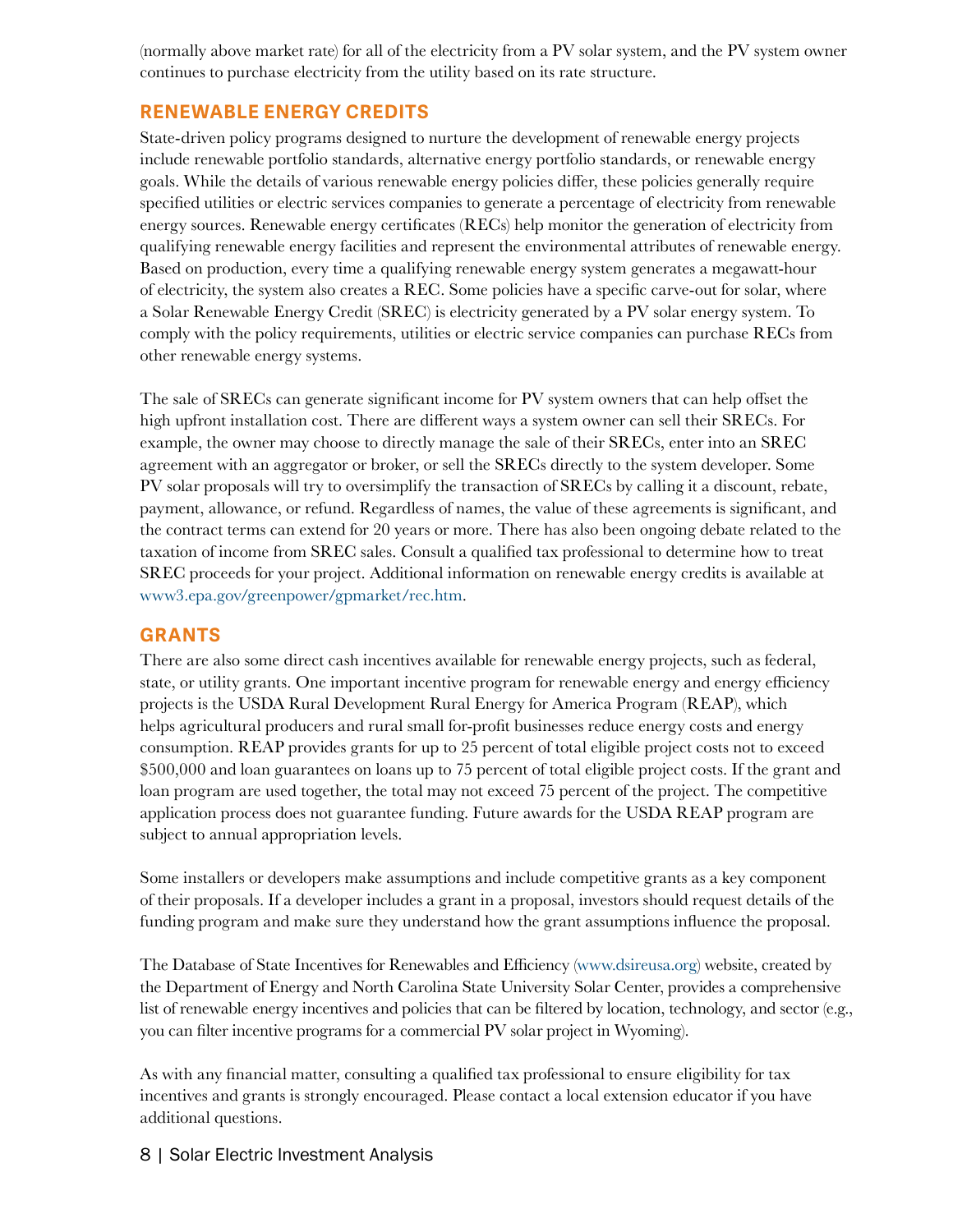(normally above market rate) for all of the electricity from a PV solar system, and the PV system owner continues to purchase electricity from the utility based on its rate structure.

## RENEWABLE ENERGY CREDITS

State-driven policy programs designed to nurture the development of renewable energy projects include renewable portfolio standards, alternative energy portfolio standards, or renewable energy goals. While the details of various renewable energy policies differ, these policies generally require specified utilities or electric services companies to generate a percentage of electricity from renewable energy sources. Renewable energy certificates (RECs) help monitor the generation of electricity from qualifying renewable energy facilities and represent the environmental attributes of renewable energy. Based on production, every time a qualifying renewable energy system generates a megawatt-hour of electricity, the system also creates a REC. Some policies have a specific carve-out for solar, where a Solar Renewable Energy Credit (SREC) is electricity generated by a PV solar energy system. To comply with the policy requirements, utilities or electric service companies can purchase RECs from other renewable energy systems.

The sale of SRECs can generate significant income for PV system owners that can help offset the high upfront installation cost. There are different ways a system owner can sell their SRECs. For example, the owner may choose to directly manage the sale of their SRECs, enter into an SREC agreement with an aggregator or broker, or sell the SRECs directly to the system developer. Some PV solar proposals will try to oversimplify the transaction of SRECs by calling it a discount, rebate, payment, allowance, or refund. Regardless of names, the value of these agreements is significant, and the contract terms can extend for 20 years or more. There has also been ongoing debate related to the taxation of income from SREC sales. Consult a qualified tax professional to determine how to treat SREC proceeds for your project. Additional information on renewable energy credits is available at www3.epa.gov/greenpower/gpmarket/rec.htm.

## GRANTS

There are also some direct cash incentives available for renewable energy projects, such as federal, state, or utility grants. One important incentive program for renewable energy and energy efficiency projects is the USDA Rural Development Rural Energy for America Program (REAP), which helps agricultural producers and rural small for-profit businesses reduce energy costs and energy consumption. REAP provides grants for up to 25 percent of total eligible project costs not to exceed $500,000 and loan guarantees on loans up to 75 percent of total eligible project costs. If the grant and loan program are used together, the total may not exceed 75 percent of the project. The competitive application process does not guarantee funding. Future awards for the USDA REAP program are subject to annual appropriation levels.

Some installers or developers make assumptions and include competitive grants as a key component of their proposals. If a developer includes a grant in a proposal, investors should request details of the funding program and make sure they understand how the grant assumptions influence the proposal.

The Database of State Incentives for Renewables and Efficiency (www.dsireusa.org) website, created by the Department of Energy and North Carolina State University Solar Center, provides a comprehensive list of renewable energy incentives and policies that can be filtered by location, technology, and sector (e.g., you can filter incentive programs for a commercial PV solar project in Wyoming).

As with any financial matter, consulting a qualified tax professional to ensure eligibility for tax incentives and grants is strongly encouraged. Please contact a local extension educator if you have additional questions.